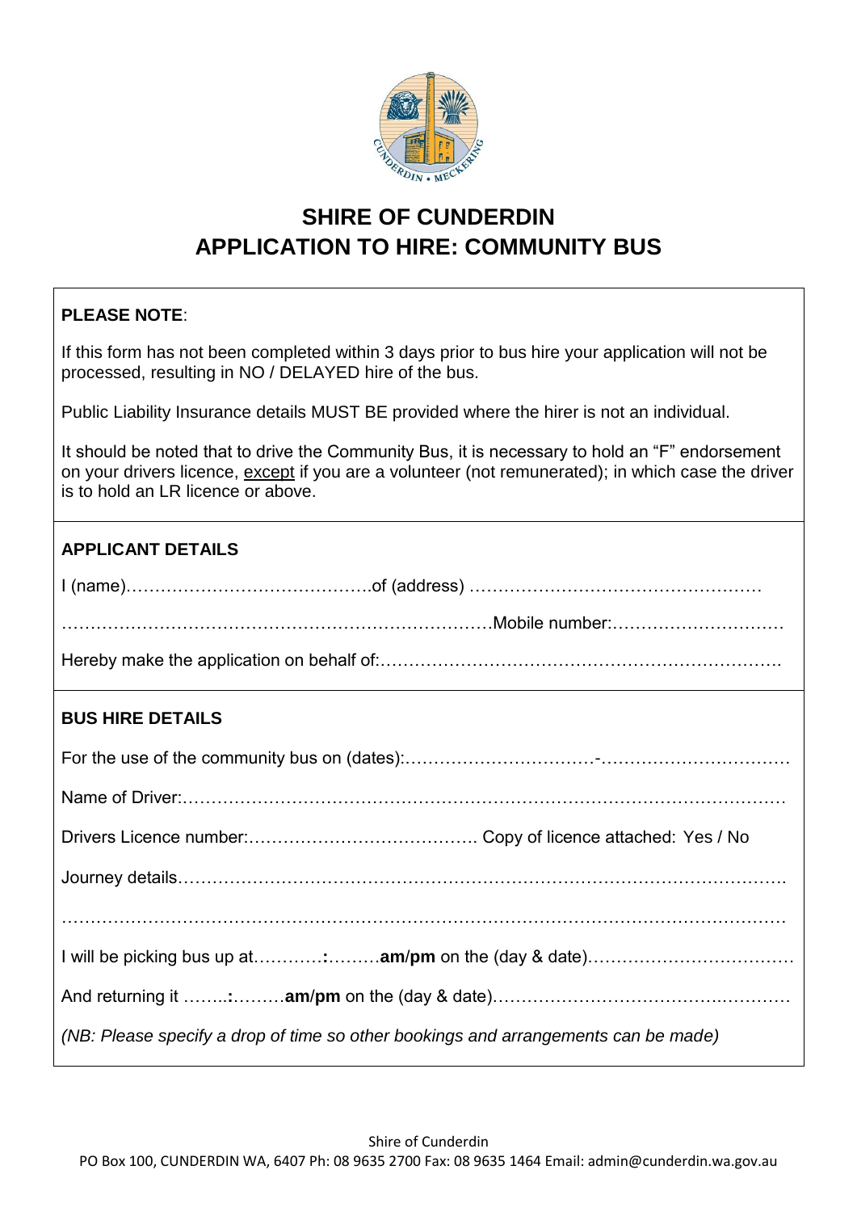# SHIRE OF CUNDERDIN
# APPLICATION TO HIRE: COMMUNITY BUS

**PLEASE NOTE**:

If this form has not been completed within 3 days prior to bus hire your application will not be processed, resulting in NO / DELAYED hire of the bus.

Public Liability Insurance details MUST BE provided where the hirer is not an individual.

It should be noted that to drive the Community Bus, it is necessary to hold an "F" endorsement on your drivers licence, except if you are a volunteer (not remunerated); in which case the driver is to hold an LR licence or above.

**APPLICANT DETAILS**

I (name)……………………………………of (address) ……………………………………………

……………………………………………………………….Mobile number:…………………………

Hereby make the application on behalf of:…………………………………………………………….

**BUS HIRE DETAILS**

For the use of the community bus on (dates):……………………………-……………………………

Name of Driver:……………………………………………………………………………………………

Drivers Licence number:…………………………………. Copy of licence attached: Yes / No

Journey details…………………………………………………………………………………………….

……………………………………………………………………………………………………………….

I will be picking bus up at…………**:**………**am**/**pm** on the (day & date)………………………………

And returning it ……..**:**………**am**/**pm** on the (day & date)……………………………………………

*(NB: Please specify a drop of time so other bookings and arrangements can be made)*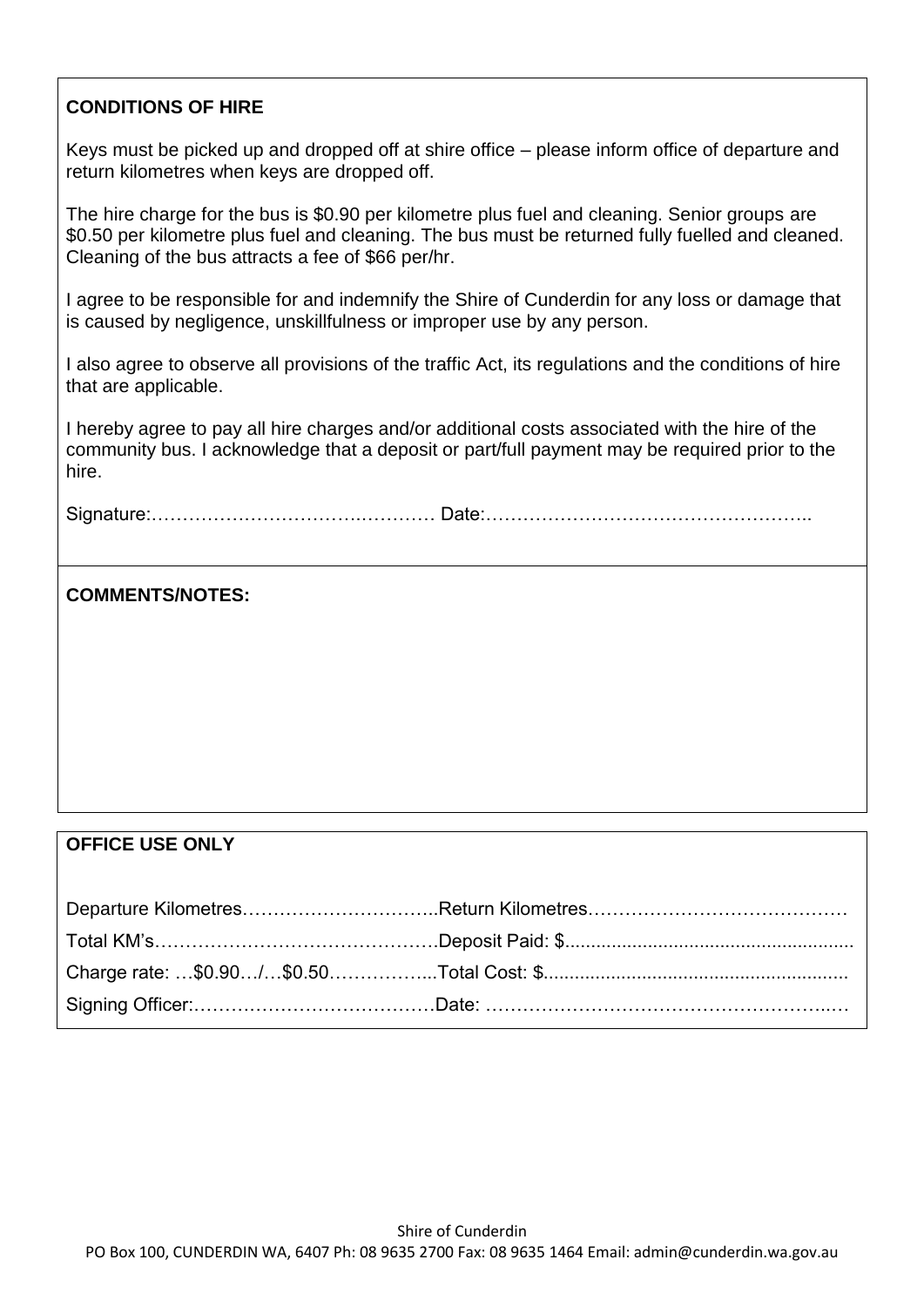**CONDITIONS OF HIRE**

Keys must be picked up and dropped off at shire office – please inform office of departure and return kilometres when keys are dropped off.

The hire charge for the bus is $0.90 per kilometre plus fuel and cleaning. Senior groups are $0.50 per kilometre plus fuel and cleaning. The bus must be returned fully fuelled and cleaned. Cleaning of the bus attracts a fee of $66 per/hr.

I agree to be responsible for and indemnify the Shire of Cunderdin for any loss or damage that is caused by negligence, unskillfulness or improper use by any person.

I also agree to observe all provisions of the traffic Act, its regulations and the conditions of hire that are applicable.

I hereby agree to pay all hire charges and/or additional costs associated with the hire of the community bus. I acknowledge that a deposit or part/full payment may be required prior to the hire.

Signature:………………………….………… Date:……………………………………………..

**COMMENTS/NOTES:**

**OFFICE USE ONLY**

Departure Kilometres…………………………..Return Kilometres……………………………………

Total KM's……………………………………….Deposit Paid: $......................................................

Charge rate: …$0.90…/…$0.50……………...Total Cost: $..........................................................

Signing Officer:…………………………………Date: ……………………………………………..…

Shire of Cunderdin

PO Box 100, CUNDERDIN WA, 6407 Ph: 08 9635 2700 Fax: 08 9635 1464 Email: admin@cunderdin.wa.gov.au